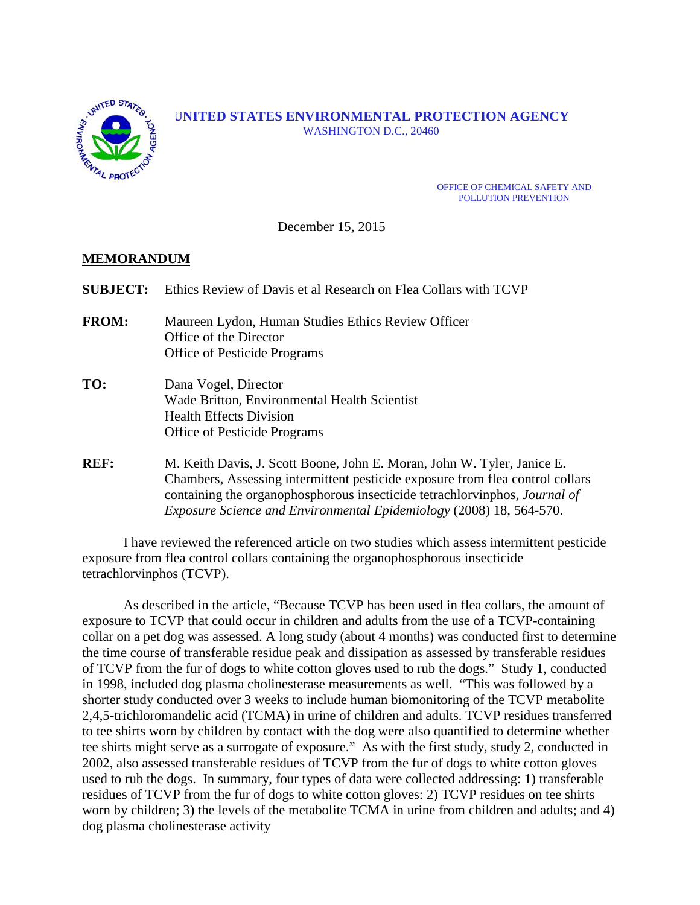**UNITED STATES ENVIRONMENTAL PROTECTION AGENCY**
WASHINGTON D.C., 20460

OFFICE OF CHEMICAL SAFETY AND POLLUTION PREVENTION

December 15, 2015

**MEMORANDUM**

**SUBJECT:** Ethics Review of Davis et al Research on Flea Collars with TCVP

**FROM:** Maureen Lydon, Human Studies Ethics Review Officer
Office of the Director
Office of Pesticide Programs

**TO:** Dana Vogel, Director
Wade Britton, Environmental Health Scientist
Health Effects Division
Office of Pesticide Programs

**REF:** M. Keith Davis, J. Scott Boone, John E. Moran, John W. Tyler, Janice E. Chambers, Assessing intermittent pesticide exposure from flea control collars containing the organophosphorous insecticide tetrachlorvinphos, *Journal of Exposure Science and Environmental Epidemiology* (2008) 18, 564-570.

I have reviewed the referenced article on two studies which assess intermittent pesticide exposure from flea control collars containing the organophosphorous insecticide tetrachlorvinphos (TCVP).

As described in the article, "Because TCVP has been used in flea collars, the amount of exposure to TCVP that could occur in children and adults from the use of a TCVP-containing collar on a pet dog was assessed. A long study (about 4 months) was conducted first to determine the time course of transferable residue peak and dissipation as assessed by transferable residues of TCVP from the fur of dogs to white cotton gloves used to rub the dogs." Study 1, conducted in 1998, included dog plasma cholinesterase measurements as well. "This was followed by a shorter study conducted over 3 weeks to include human biomonitoring of the TCVP metabolite 2,4,5-trichloromandelic acid (TCMA) in urine of children and adults. TCVP residues transferred to tee shirts worn by children by contact with the dog were also quantified to determine whether tee shirts might serve as a surrogate of exposure." As with the first study, study 2, conducted in 2002, also assessed transferable residues of TCVP from the fur of dogs to white cotton gloves used to rub the dogs. In summary, four types of data were collected addressing: 1) transferable residues of TCVP from the fur of dogs to white cotton gloves: 2) TCVP residues on tee shirts worn by children; 3) the levels of the metabolite TCMA in urine from children and adults; and 4) dog plasma cholinesterase activity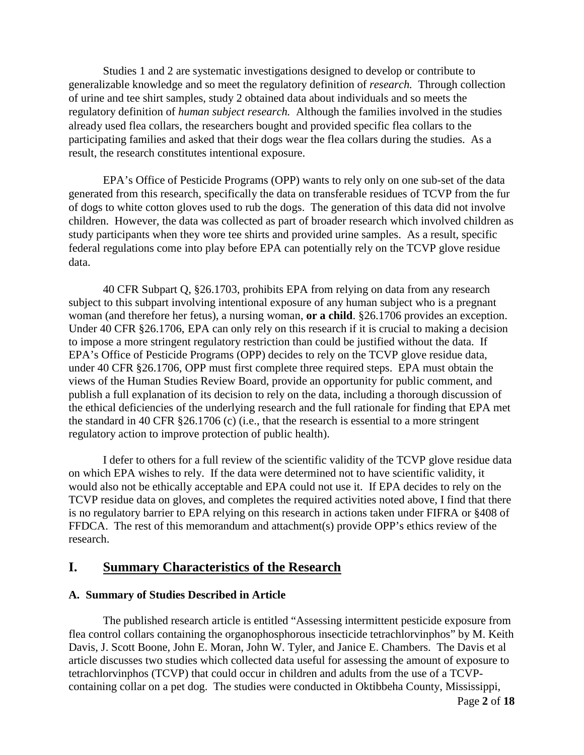Studies 1 and 2 are systematic investigations designed to develop or contribute to generalizable knowledge and so meet the regulatory definition of *research.* Through collection of urine and tee shirt samples, study 2 obtained data about individuals and so meets the regulatory definition of *human subject research.* Although the families involved in the studies already used flea collars, the researchers bought and provided specific flea collars to the participating families and asked that their dogs wear the flea collars during the studies. As a result, the research constitutes intentional exposure.

EPA's Office of Pesticide Programs (OPP) wants to rely only on one sub-set of the data generated from this research, specifically the data on transferable residues of TCVP from the fur of dogs to white cotton gloves used to rub the dogs. The generation of this data did not involve children. However, the data was collected as part of broader research which involved children as study participants when they wore tee shirts and provided urine samples. As a result, specific federal regulations come into play before EPA can potentially rely on the TCVP glove residue data.

40 CFR Subpart Q, §26.1703, prohibits EPA from relying on data from any research subject to this subpart involving intentional exposure of any human subject who is a pregnant woman (and therefore her fetus), a nursing woman, **or a child**. §26.1706 provides an exception. Under 40 CFR §26.1706, EPA can only rely on this research if it is crucial to making a decision to impose a more stringent regulatory restriction than could be justified without the data. If EPA's Office of Pesticide Programs (OPP) decides to rely on the TCVP glove residue data, under 40 CFR §26.1706, OPP must first complete three required steps. EPA must obtain the views of the Human Studies Review Board, provide an opportunity for public comment, and publish a full explanation of its decision to rely on the data, including a thorough discussion of the ethical deficiencies of the underlying research and the full rationale for finding that EPA met the standard in 40 CFR §26.1706 (c) (i.e., that the research is essential to a more stringent regulatory action to improve protection of public health).

I defer to others for a full review of the scientific validity of the TCVP glove residue data on which EPA wishes to rely. If the data were determined not to have scientific validity, it would also not be ethically acceptable and EPA could not use it. If EPA decides to rely on the TCVP residue data on gloves, and completes the required activities noted above, I find that there is no regulatory barrier to EPA relying on this research in actions taken under FIFRA or §408 of FFDCA. The rest of this memorandum and attachment(s) provide OPP's ethics review of the research.

## I. Summary Characteristics of the Research

### A. Summary of Studies Described in Article

The published research article is entitled "Assessing intermittent pesticide exposure from flea control collars containing the organophosphorous insecticide tetrachlorvinphos" by M. Keith Davis, J. Scott Boone, John E. Moran, John W. Tyler, and Janice E. Chambers. The Davis et al article discusses two studies which collected data useful for assessing the amount of exposure to tetrachlorvinphos (TCVP) that could occur in children and adults from the use of a TCVP-containing collar on a pet dog. The studies were conducted in Oktibbeha County, Mississippi,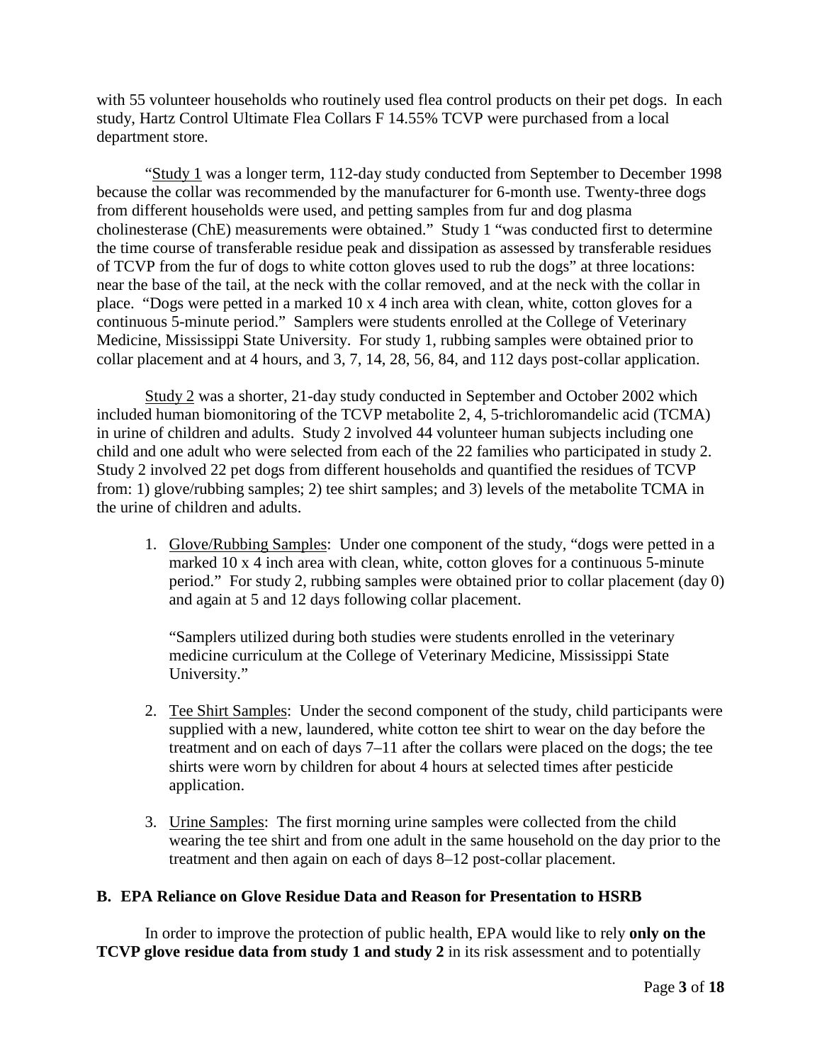with 55 volunteer households who routinely used flea control products on their pet dogs. In each study, Hartz Control Ultimate Flea Collars F 14.55% TCVP were purchased from a local department store.

"Study 1 was a longer term, 112-day study conducted from September to December 1998 because the collar was recommended by the manufacturer for 6-month use. Twenty-three dogs from different households were used, and petting samples from fur and dog plasma cholinesterase (ChE) measurements were obtained." Study 1 "was conducted first to determine the time course of transferable residue peak and dissipation as assessed by transferable residues of TCVP from the fur of dogs to white cotton gloves used to rub the dogs" at three locations: near the base of the tail, at the neck with the collar removed, and at the neck with the collar in place. "Dogs were petted in a marked 10 x 4 inch area with clean, white, cotton gloves for a continuous 5-minute period." Samplers were students enrolled at the College of Veterinary Medicine, Mississippi State University. For study 1, rubbing samples were obtained prior to collar placement and at 4 hours, and 3, 7, 14, 28, 56, 84, and 112 days post-collar application.

Study 2 was a shorter, 21-day study conducted in September and October 2002 which included human biomonitoring of the TCVP metabolite 2, 4, 5-trichloromandelic acid (TCMA) in urine of children and adults. Study 2 involved 44 volunteer human subjects including one child and one adult who were selected from each of the 22 families who participated in study 2. Study 2 involved 22 pet dogs from different households and quantified the residues of TCVP from: 1) glove/rubbing samples; 2) tee shirt samples; and 3) levels of the metabolite TCMA in the urine of children and adults.

1. Glove/Rubbing Samples: Under one component of the study, "dogs were petted in a marked 10 x 4 inch area with clean, white, cotton gloves for a continuous 5-minute period." For study 2, rubbing samples were obtained prior to collar placement (day 0) and again at 5 and 12 days following collar placement.

   "Samplers utilized during both studies were students enrolled in the veterinary medicine curriculum at the College of Veterinary Medicine, Mississippi State University."

2. Tee Shirt Samples: Under the second component of the study, child participants were supplied with a new, laundered, white cotton tee shirt to wear on the day before the treatment and on each of days 7–11 after the collars were placed on the dogs; the tee shirts were worn by children for about 4 hours at selected times after pesticide application.

3. Urine Samples: The first morning urine samples were collected from the child wearing the tee shirt and from one adult in the same household on the day prior to the treatment and then again on each of days 8–12 post-collar placement.

**B. EPA Reliance on Glove Residue Data and Reason for Presentation to HSRB**

In order to improve the protection of public health, EPA would like to rely **only on the TCVP glove residue data from study 1 and study 2** in its risk assessment and to potentially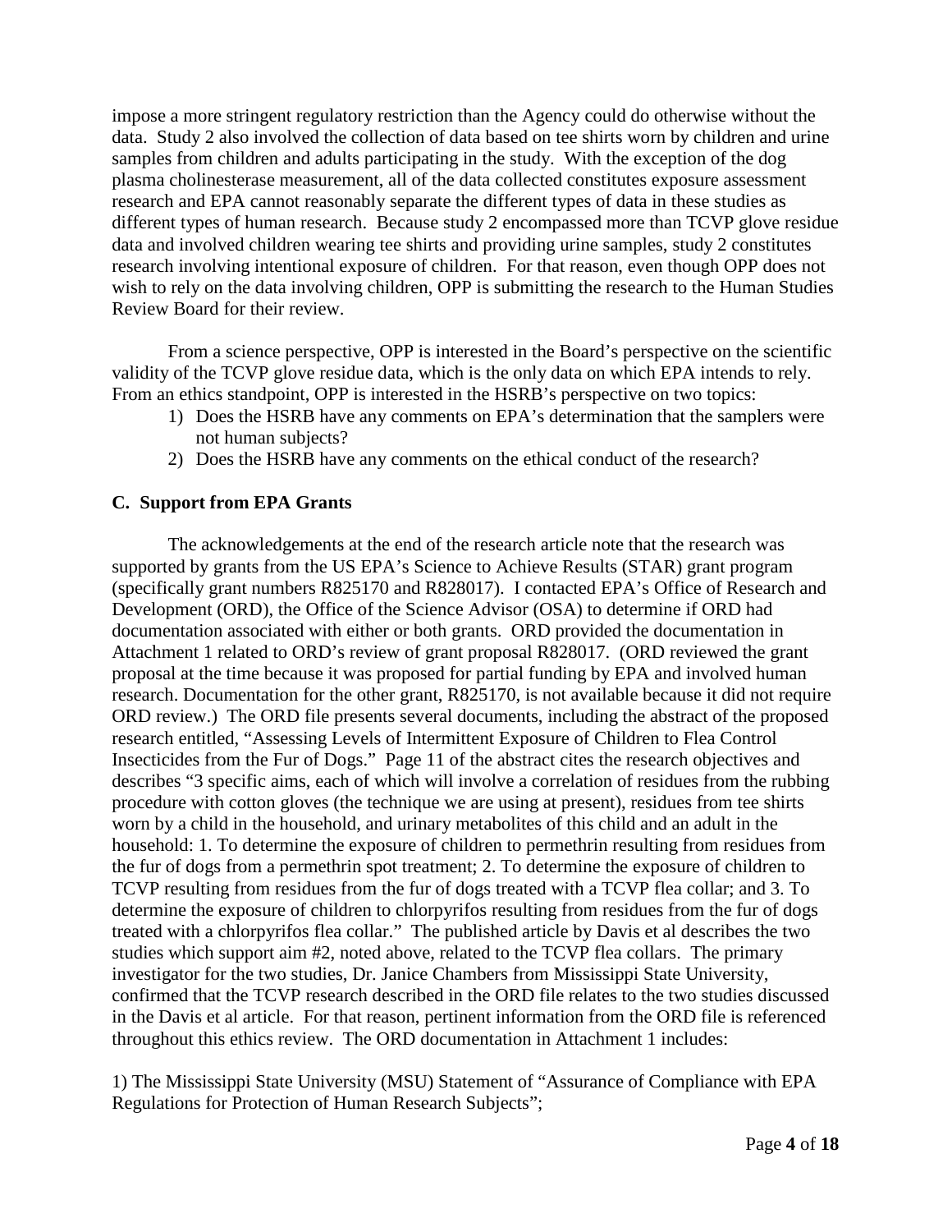impose a more stringent regulatory restriction than the Agency could do otherwise without the data. Study 2 also involved the collection of data based on tee shirts worn by children and urine samples from children and adults participating in the study. With the exception of the dog plasma cholinesterase measurement, all of the data collected constitutes exposure assessment research and EPA cannot reasonably separate the different types of data in these studies as different types of human research. Because study 2 encompassed more than TCVP glove residue data and involved children wearing tee shirts and providing urine samples, study 2 constitutes research involving intentional exposure of children. For that reason, even though OPP does not wish to rely on the data involving children, OPP is submitting the research to the Human Studies Review Board for their review.

From a science perspective, OPP is interested in the Board's perspective on the scientific validity of the TCVP glove residue data, which is the only data on which EPA intends to rely. From an ethics standpoint, OPP is interested in the HSRB's perspective on two topics:

1) Does the HSRB have any comments on EPA's determination that the samplers were not human subjects?
2) Does the HSRB have any comments on the ethical conduct of the research?

### C. Support from EPA Grants

The acknowledgements at the end of the research article note that the research was supported by grants from the US EPA's Science to Achieve Results (STAR) grant program (specifically grant numbers R825170 and R828017). I contacted EPA's Office of Research and Development (ORD), the Office of the Science Advisor (OSA) to determine if ORD had documentation associated with either or both grants. ORD provided the documentation in Attachment 1 related to ORD's review of grant proposal R828017. (ORD reviewed the grant proposal at the time because it was proposed for partial funding by EPA and involved human research. Documentation for the other grant, R825170, is not available because it did not require ORD review.) The ORD file presents several documents, including the abstract of the proposed research entitled, "Assessing Levels of Intermittent Exposure of Children to Flea Control Insecticides from the Fur of Dogs." Page 11 of the abstract cites the research objectives and describes "3 specific aims, each of which will involve a correlation of residues from the rubbing procedure with cotton gloves (the technique we are using at present), residues from tee shirts worn by a child in the household, and urinary metabolites of this child and an adult in the household: 1. To determine the exposure of children to permethrin resulting from residues from the fur of dogs from a permethrin spot treatment; 2. To determine the exposure of children to TCVP resulting from residues from the fur of dogs treated with a TCVP flea collar; and 3. To determine the exposure of children to chlorpyrifos resulting from residues from the fur of dogs treated with a chlorpyrifos flea collar." The published article by Davis et al describes the two studies which support aim #2, noted above, related to the TCVP flea collars. The primary investigator for the two studies, Dr. Janice Chambers from Mississippi State University, confirmed that the TCVP research described in the ORD file relates to the two studies discussed in the Davis et al article. For that reason, pertinent information from the ORD file is referenced throughout this ethics review. The ORD documentation in Attachment 1 includes:

1) The Mississippi State University (MSU) Statement of "Assurance of Compliance with EPA Regulations for Protection of Human Research Subjects";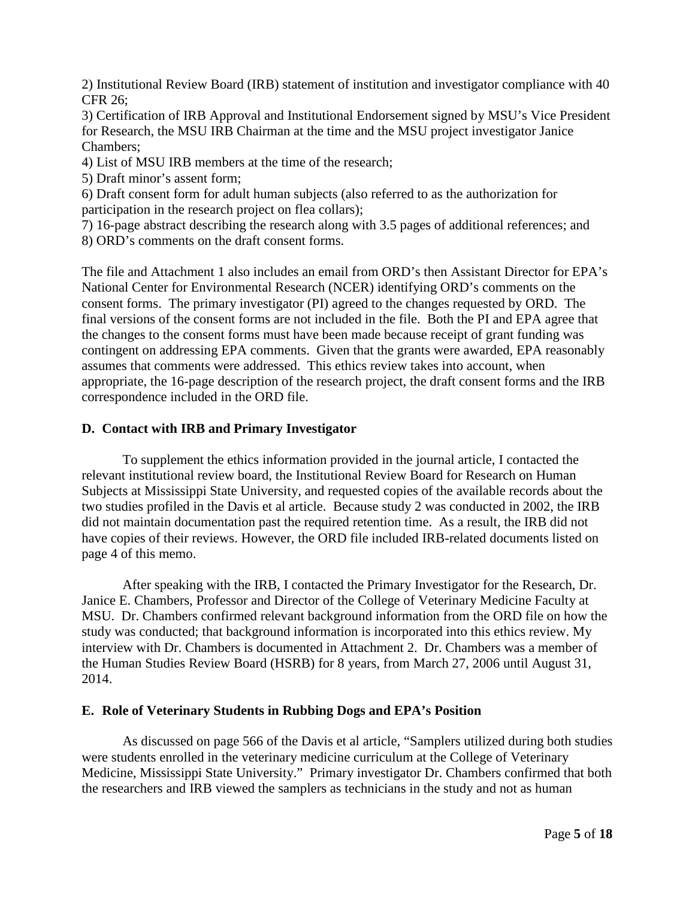2) Institutional Review Board (IRB) statement of institution and investigator compliance with 40 CFR 26;
3) Certification of IRB Approval and Institutional Endorsement signed by MSU's Vice President for Research, the MSU IRB Chairman at the time and the MSU project investigator Janice Chambers;
4) List of MSU IRB members at the time of the research;
5) Draft minor's assent form;
6) Draft consent form for adult human subjects (also referred to as the authorization for participation in the research project on flea collars);
7) 16-page abstract describing the research along with 3.5 pages of additional references; and
8) ORD's comments on the draft consent forms.

The file and Attachment 1 also includes an email from ORD's then Assistant Director for EPA's National Center for Environmental Research (NCER) identifying ORD's comments on the consent forms. The primary investigator (PI) agreed to the changes requested by ORD. The final versions of the consent forms are not included in the file. Both the PI and EPA agree that the changes to the consent forms must have been made because receipt of grant funding was contingent on addressing EPA comments. Given that the grants were awarded, EPA reasonably assumes that comments were addressed. This ethics review takes into account, when appropriate, the 16-page description of the research project, the draft consent forms and the IRB correspondence included in the ORD file.

### D. Contact with IRB and Primary Investigator

To supplement the ethics information provided in the journal article, I contacted the relevant institutional review board, the Institutional Review Board for Research on Human Subjects at Mississippi State University, and requested copies of the available records about the two studies profiled in the Davis et al article. Because study 2 was conducted in 2002, the IRB did not maintain documentation past the required retention time. As a result, the IRB did not have copies of their reviews. However, the ORD file included IRB-related documents listed on page 4 of this memo.

After speaking with the IRB, I contacted the Primary Investigator for the Research, Dr. Janice E. Chambers, Professor and Director of the College of Veterinary Medicine Faculty at MSU. Dr. Chambers confirmed relevant background information from the ORD file on how the study was conducted; that background information is incorporated into this ethics review. My interview with Dr. Chambers is documented in Attachment 2. Dr. Chambers was a member of the Human Studies Review Board (HSRB) for 8 years, from March 27, 2006 until August 31, 2014.

### E. Role of Veterinary Students in Rubbing Dogs and EPA's Position

As discussed on page 566 of the Davis et al article, "Samplers utilized during both studies were students enrolled in the veterinary medicine curriculum at the College of Veterinary Medicine, Mississippi State University." Primary investigator Dr. Chambers confirmed that both the researchers and IRB viewed the samplers as technicians in the study and not as human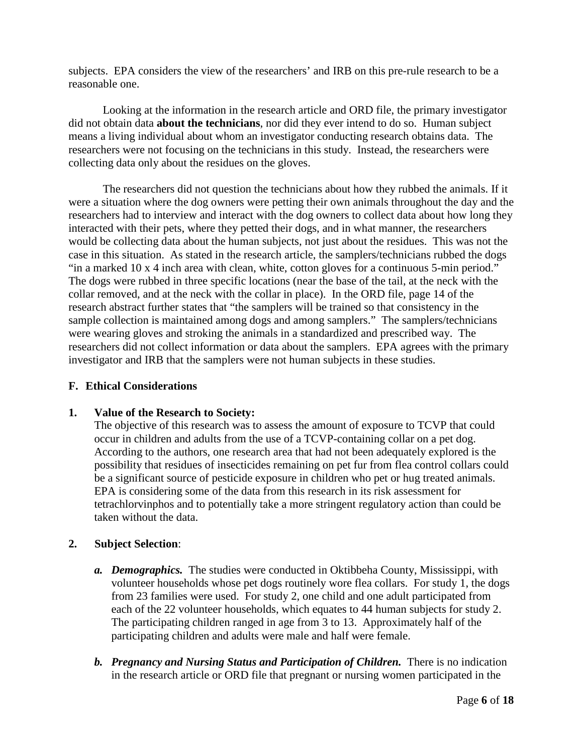subjects. EPA considers the view of the researchers' and IRB on this pre-rule research to be a reasonable one.

Looking at the information in the research article and ORD file, the primary investigator did not obtain data **about the technicians**, nor did they ever intend to do so. Human subject means a living individual about whom an investigator conducting research obtains data. The researchers were not focusing on the technicians in this study. Instead, the researchers were collecting data only about the residues on the gloves.

The researchers did not question the technicians about how they rubbed the animals. If it were a situation where the dog owners were petting their own animals throughout the day and the researchers had to interview and interact with the dog owners to collect data about how long they interacted with their pets, where they petted their dogs, and in what manner, the researchers would be collecting data about the human subjects, not just about the residues. This was not the case in this situation. As stated in the research article, the samplers/technicians rubbed the dogs "in a marked 10 x 4 inch area with clean, white, cotton gloves for a continuous 5-min period." The dogs were rubbed in three specific locations (near the base of the tail, at the neck with the collar removed, and at the neck with the collar in place). In the ORD file, page 14 of the research abstract further states that "the samplers will be trained so that consistency in the sample collection is maintained among dogs and among samplers." The samplers/technicians were wearing gloves and stroking the animals in a standardized and prescribed way. The researchers did not collect information or data about the samplers. EPA agrees with the primary investigator and IRB that the samplers were not human subjects in these studies.

### F. Ethical Considerations

**1. Value of the Research to Society:**

The objective of this research was to assess the amount of exposure to TCVP that could occur in children and adults from the use of a TCVP-containing collar on a pet dog. According to the authors, one research area that had not been adequately explored is the possibility that residues of insecticides remaining on pet fur from flea control collars could be a significant source of pesticide exposure in children who pet or hug treated animals. EPA is considering some of the data from this research in its risk assessment for tetrachlorvinphos and to potentially take a more stringent regulatory action than could be taken without the data.

**2. Subject Selection**:

*a.* ***Demographics.*** The studies were conducted in Oktibbeha County, Mississippi, with volunteer households whose pet dogs routinely wore flea collars. For study 1, the dogs from 23 families were used. For study 2, one child and one adult participated from each of the 22 volunteer households, which equates to 44 human subjects for study 2. The participating children ranged in age from 3 to 13. Approximately half of the participating children and adults were male and half were female.

*b.* ***Pregnancy and Nursing Status and Participation of Children.*** There is no indication in the research article or ORD file that pregnant or nursing women participated in the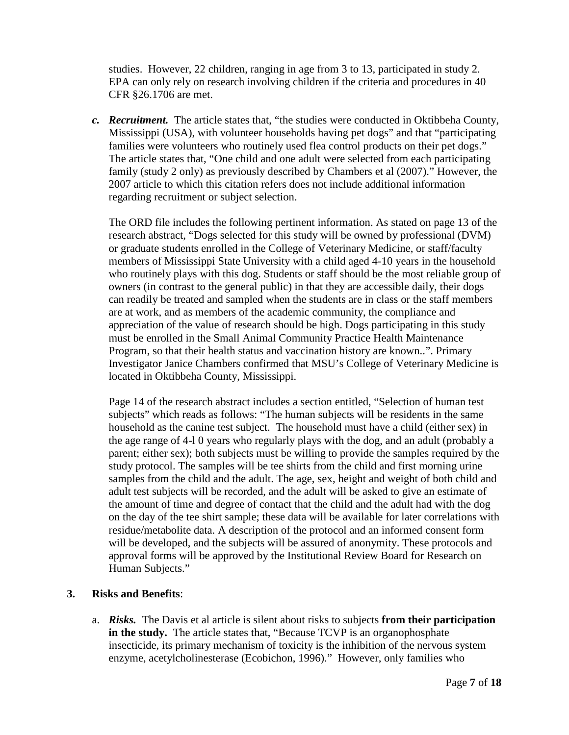studies. However, 22 children, ranging in age from 3 to 13, participated in study 2. EPA can only rely on research involving children if the criteria and procedures in 40 CFR §26.1706 are met.

*c.* ***Recruitment.*** The article states that, "the studies were conducted in Oktibbeha County, Mississippi (USA), with volunteer households having pet dogs" and that "participating families were volunteers who routinely used flea control products on their pet dogs." The article states that, "One child and one adult were selected from each participating family (study 2 only) as previously described by Chambers et al (2007)." However, the 2007 article to which this citation refers does not include additional information regarding recruitment or subject selection.

The ORD file includes the following pertinent information. As stated on page 13 of the research abstract, "Dogs selected for this study will be owned by professional (DVM) or graduate students enrolled in the College of Veterinary Medicine, or staff/faculty members of Mississippi State University with a child aged 4-10 years in the household who routinely plays with this dog. Students or staff should be the most reliable group of owners (in contrast to the general public) in that they are accessible daily, their dogs can readily be treated and sampled when the students are in class or the staff members are at work, and as members of the academic community, the compliance and appreciation of the value of research should be high. Dogs participating in this study must be enrolled in the Small Animal Community Practice Health Maintenance Program, so that their health status and vaccination history are known..". Primary Investigator Janice Chambers confirmed that MSU's College of Veterinary Medicine is located in Oktibbeha County, Mississippi.

Page 14 of the research abstract includes a section entitled, "Selection of human test subjects" which reads as follows: "The human subjects will be residents in the same household as the canine test subject. The household must have a child (either sex) in the age range of 4-l 0 years who regularly plays with the dog, and an adult (probably a parent; either sex); both subjects must be willing to provide the samples required by the study protocol. The samples will be tee shirts from the child and first morning urine samples from the child and the adult. The age, sex, height and weight of both child and adult test subjects will be recorded, and the adult will be asked to give an estimate of the amount of time and degree of contact that the child and the adult had with the dog on the day of the tee shirt sample; these data will be available for later correlations with residue/metabolite data. A description of the protocol and an informed consent form will be developed, and the subjects will be assured of anonymity. These protocols and approval forms will be approved by the Institutional Review Board for Research on Human Subjects."

**3. Risks and Benefits**:

a. ***Risks.*** The Davis et al article is silent about risks to subjects **from their participation in the study.** The article states that, "Because TCVP is an organophosphate insecticide, its primary mechanism of toxicity is the inhibition of the nervous system enzyme, acetylcholinesterase (Ecobichon, 1996)." However, only families who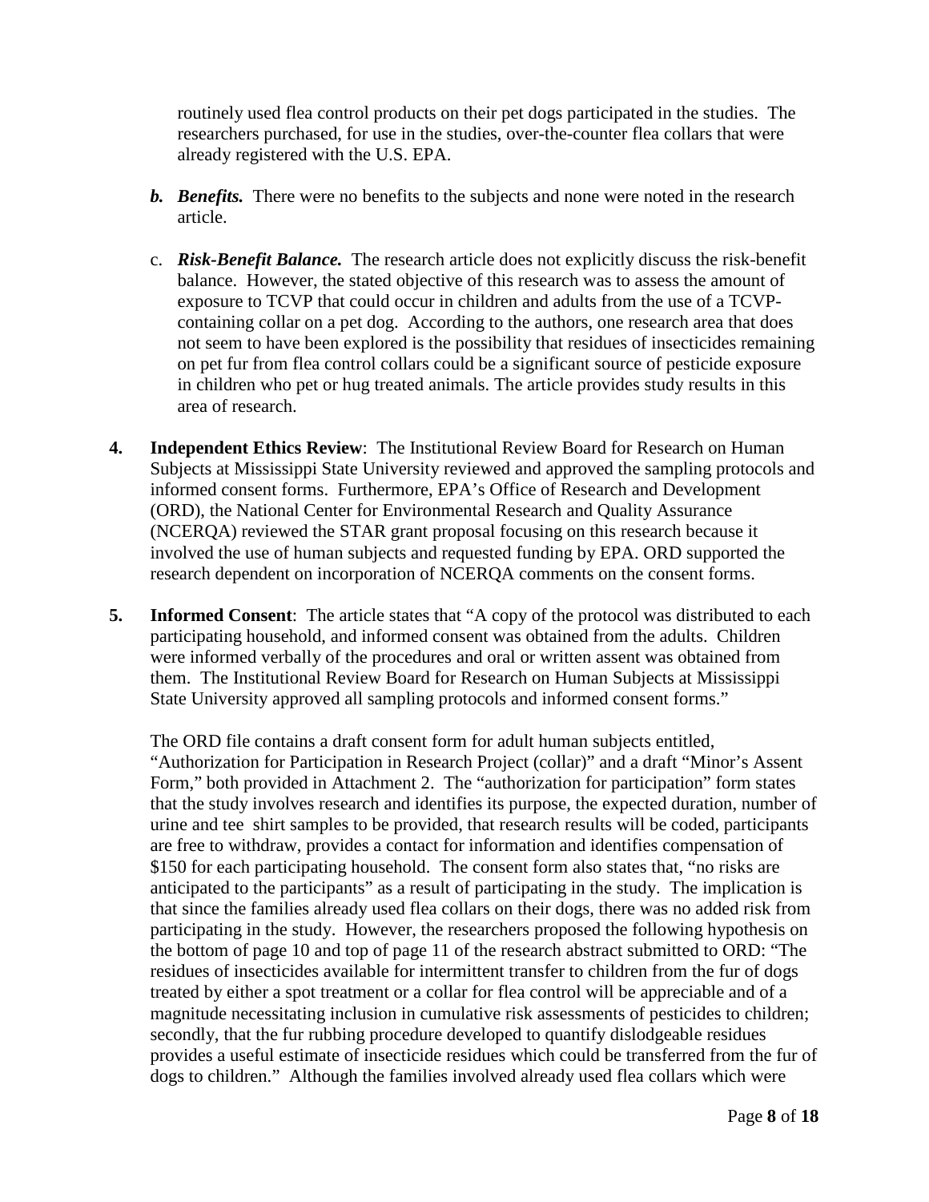routinely used flea control products on their pet dogs participated in the studies. The researchers purchased, for use in the studies, over-the-counter flea collars that were already registered with the U.S. EPA.

b. ***Benefits.*** There were no benefits to the subjects and none were noted in the research article.

c. ***Risk-Benefit Balance.*** The research article does not explicitly discuss the risk-benefit balance. However, the stated objective of this research was to assess the amount of exposure to TCVP that could occur in children and adults from the use of a TCVP-containing collar on a pet dog. According to the authors, one research area that does not seem to have been explored is the possibility that residues of insecticides remaining on pet fur from flea control collars could be a significant source of pesticide exposure in children who pet or hug treated animals. The article provides study results in this area of research.

**4. Independent Ethics Review**: The Institutional Review Board for Research on Human Subjects at Mississippi State University reviewed and approved the sampling protocols and informed consent forms. Furthermore, EPA's Office of Research and Development (ORD), the National Center for Environmental Research and Quality Assurance (NCERQA) reviewed the STAR grant proposal focusing on this research because it involved the use of human subjects and requested funding by EPA. ORD supported the research dependent on incorporation of NCERQA comments on the consent forms.

**5. Informed Consent**: The article states that "A copy of the protocol was distributed to each participating household, and informed consent was obtained from the adults. Children were informed verbally of the procedures and oral or written assent was obtained from them. The Institutional Review Board for Research on Human Subjects at Mississippi State University approved all sampling protocols and informed consent forms."

The ORD file contains a draft consent form for adult human subjects entitled, "Authorization for Participation in Research Project (collar)" and a draft "Minor's Assent Form," both provided in Attachment 2. The "authorization for participation" form states that the study involves research and identifies its purpose, the expected duration, number of urine and tee shirt samples to be provided, that research results will be coded, participants are free to withdraw, provides a contact for information and identifies compensation of $150 for each participating household. The consent form also states that, "no risks are anticipated to the participants" as a result of participating in the study. The implication is that since the families already used flea collars on their dogs, there was no added risk from participating in the study. However, the researchers proposed the following hypothesis on the bottom of page 10 and top of page 11 of the research abstract submitted to ORD: "The residues of insecticides available for intermittent transfer to children from the fur of dogs treated by either a spot treatment or a collar for flea control will be appreciable and of a magnitude necessitating inclusion in cumulative risk assessments of pesticides to children; secondly, that the fur rubbing procedure developed to quantify dislodgeable residues provides a useful estimate of insecticide residues which could be transferred from the fur of dogs to children." Although the families involved already used flea collars which were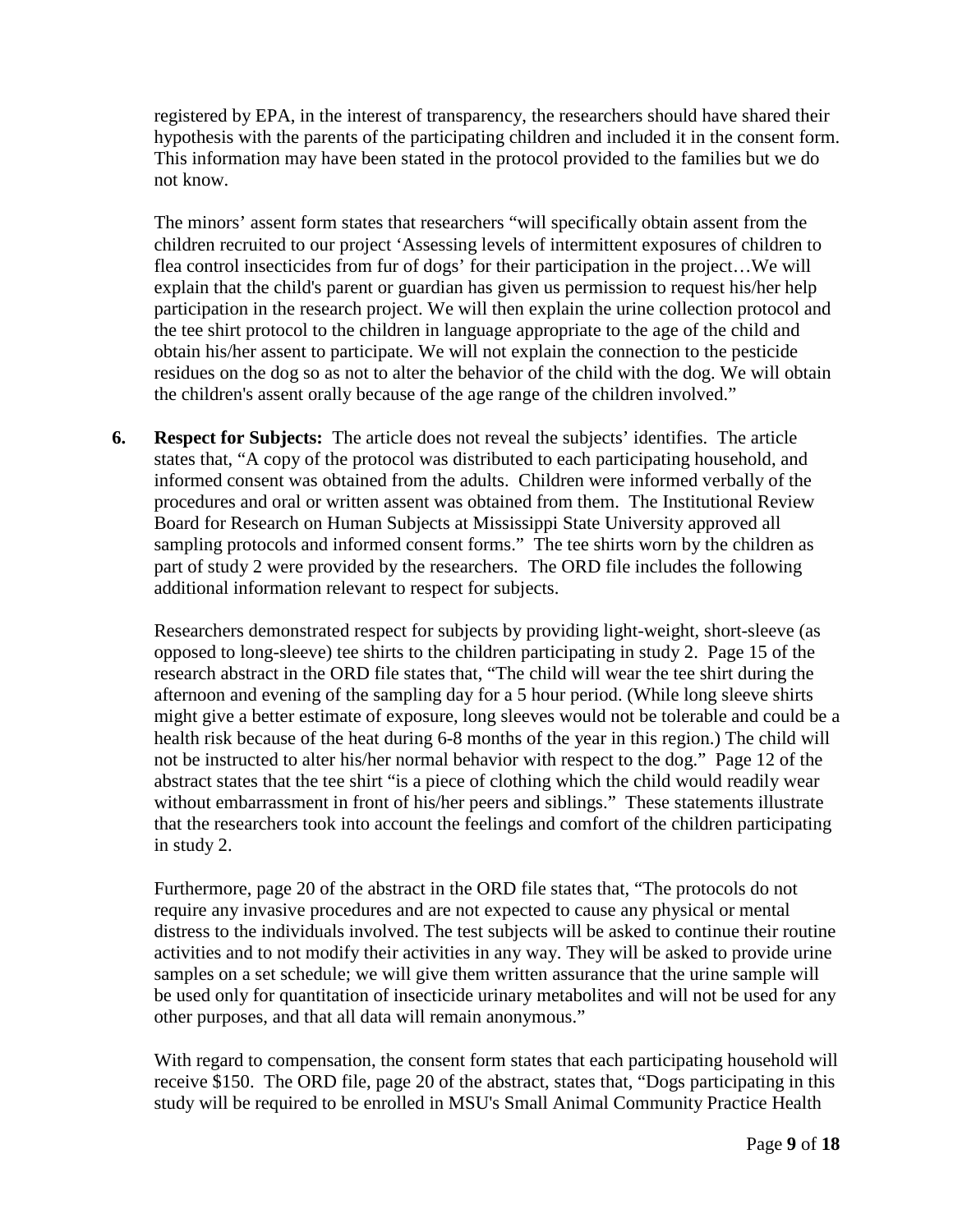registered by EPA, in the interest of transparency, the researchers should have shared their hypothesis with the parents of the participating children and included it in the consent form. This information may have been stated in the protocol provided to the families but we do not know.

The minors' assent form states that researchers "will specifically obtain assent from the children recruited to our project 'Assessing levels of intermittent exposures of children to flea control insecticides from fur of dogs' for their participation in the project…We will explain that the child's parent or guardian has given us permission to request his/her help participation in the research project. We will then explain the urine collection protocol and the tee shirt protocol to the children in language appropriate to the age of the child and obtain his/her assent to participate. We will not explain the connection to the pesticide residues on the dog so as not to alter the behavior of the child with the dog. We will obtain the children's assent orally because of the age range of the children involved."

6. **Respect for Subjects:** The article does not reveal the subjects' identifies. The article states that, "A copy of the protocol was distributed to each participating household, and informed consent was obtained from the adults. Children were informed verbally of the procedures and oral or written assent was obtained from them. The Institutional Review Board for Research on Human Subjects at Mississippi State University approved all sampling protocols and informed consent forms." The tee shirts worn by the children as part of study 2 were provided by the researchers. The ORD file includes the following additional information relevant to respect for subjects.

   Researchers demonstrated respect for subjects by providing light-weight, short-sleeve (as opposed to long-sleeve) tee shirts to the children participating in study 2. Page 15 of the research abstract in the ORD file states that, "The child will wear the tee shirt during the afternoon and evening of the sampling day for a 5 hour period. (While long sleeve shirts might give a better estimate of exposure, long sleeves would not be tolerable and could be a health risk because of the heat during 6-8 months of the year in this region.) The child will not be instructed to alter his/her normal behavior with respect to the dog." Page 12 of the abstract states that the tee shirt "is a piece of clothing which the child would readily wear without embarrassment in front of his/her peers and siblings." These statements illustrate that the researchers took into account the feelings and comfort of the children participating in study 2.

   Furthermore, page 20 of the abstract in the ORD file states that, "The protocols do not require any invasive procedures and are not expected to cause any physical or mental distress to the individuals involved. The test subjects will be asked to continue their routine activities and to not modify their activities in any way. They will be asked to provide urine samples on a set schedule; we will give them written assurance that the urine sample will be used only for quantitation of insecticide urinary metabolites and will not be used for any other purposes, and that all data will remain anonymous."

   With regard to compensation, the consent form states that each participating household will receive $150. The ORD file, page 20 of the abstract, states that, "Dogs participating in this study will be required to be enrolled in MSU's Small Animal Community Practice Health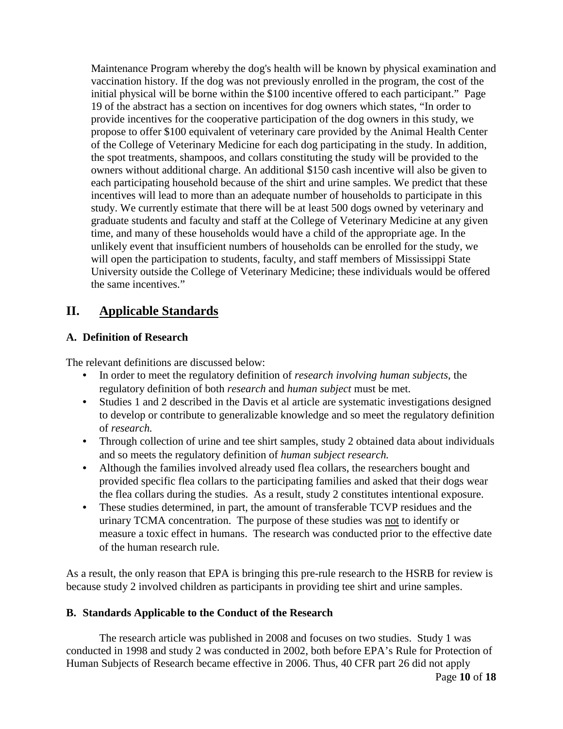Maintenance Program whereby the dog's health will be known by physical examination and vaccination history. If the dog was not previously enrolled in the program, the cost of the initial physical will be borne within the $100 incentive offered to each participant." Page 19 of the abstract has a section on incentives for dog owners which states, "In order to provide incentives for the cooperative participation of the dog owners in this study, we propose to offer $100 equivalent of veterinary care provided by the Animal Health Center of the College of Veterinary Medicine for each dog participating in the study. In addition, the spot treatments, shampoos, and collars constituting the study will be provided to the owners without additional charge. An additional $150 cash incentive will also be given to each participating household because of the shirt and urine samples. We predict that these incentives will lead to more than an adequate number of households to participate in this study. We currently estimate that there will be at least 500 dogs owned by veterinary and graduate students and faculty and staff at the College of Veterinary Medicine at any given time, and many of these households would have a child of the appropriate age. In the unlikely event that insufficient numbers of households can be enrolled for the study, we will open the participation to students, faculty, and staff members of Mississippi State University outside the College of Veterinary Medicine; these individuals would be offered the same incentives."

## II. Applicable Standards

### A. Definition of Research

The relevant definitions are discussed below:

- In order to meet the regulatory definition of *research involving human subjects*, the regulatory definition of both *research* and *human subject* must be met.
- Studies 1 and 2 described in the Davis et al article are systematic investigations designed to develop or contribute to generalizable knowledge and so meet the regulatory definition of *research.*
- Through collection of urine and tee shirt samples, study 2 obtained data about individuals and so meets the regulatory definition of *human subject research.*
- Although the families involved already used flea collars, the researchers bought and provided specific flea collars to the participating families and asked that their dogs wear the flea collars during the studies. As a result, study 2 constitutes intentional exposure.
- These studies determined, in part, the amount of transferable TCVP residues and the urinary TCMA concentration. The purpose of these studies was not to identify or measure a toxic effect in humans. The research was conducted prior to the effective date of the human research rule.

As a result, the only reason that EPA is bringing this pre-rule research to the HSRB for review is because study 2 involved children as participants in providing tee shirt and urine samples.

### B. Standards Applicable to the Conduct of the Research

The research article was published in 2008 and focuses on two studies. Study 1 was conducted in 1998 and study 2 was conducted in 2002, both before EPA's Rule for Protection of Human Subjects of Research became effective in 2006. Thus, 40 CFR part 26 did not apply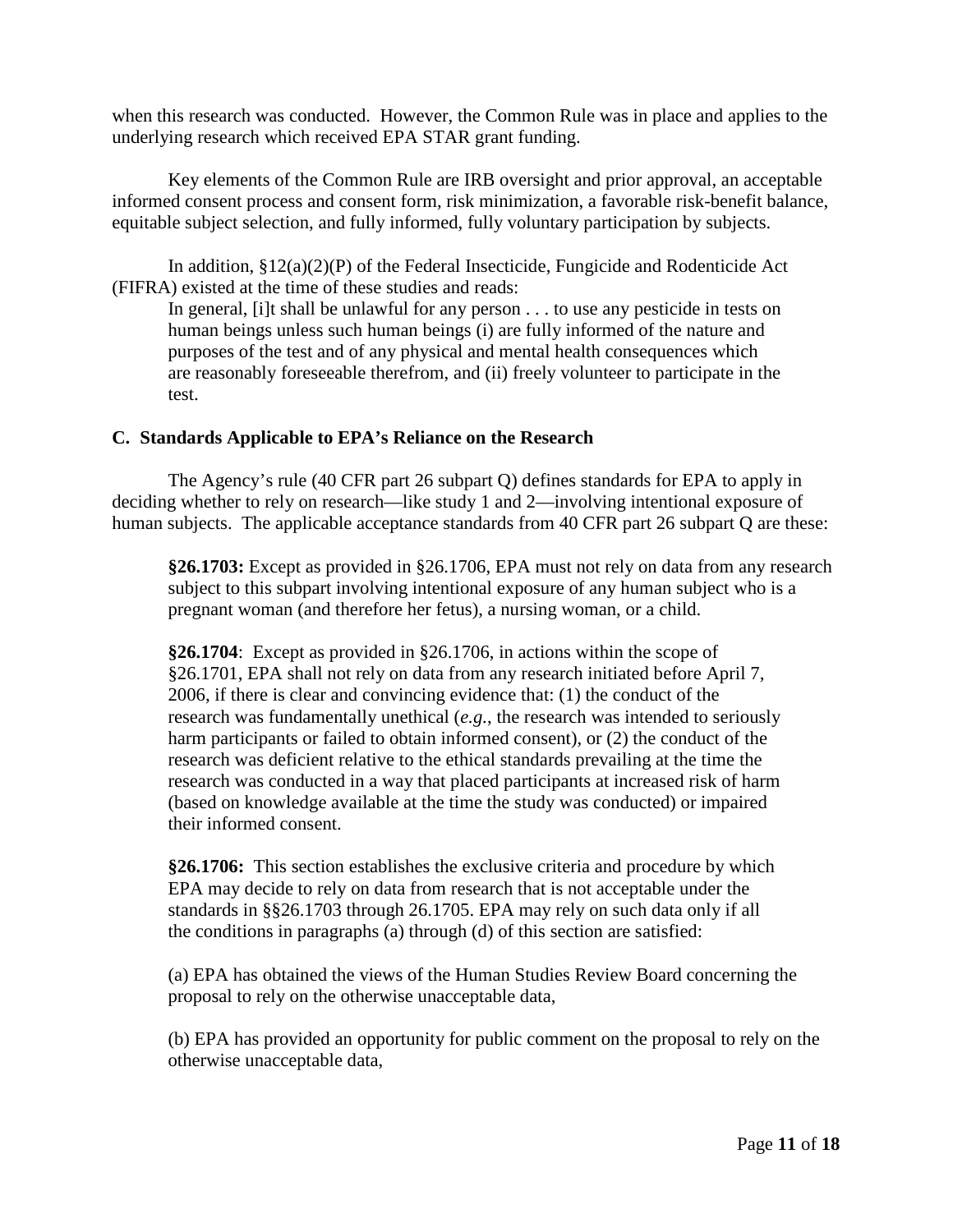when this research was conducted. However, the Common Rule was in place and applies to the underlying research which received EPA STAR grant funding.

Key elements of the Common Rule are IRB oversight and prior approval, an acceptable informed consent process and consent form, risk minimization, a favorable risk-benefit balance, equitable subject selection, and fully informed, fully voluntary participation by subjects.

In addition, §12(a)(2)(P) of the Federal Insecticide, Fungicide and Rodenticide Act (FIFRA) existed at the time of these studies and reads:

> In general, [i]t shall be unlawful for any person . . . to use any pesticide in tests on human beings unless such human beings (i) are fully informed of the nature and purposes of the test and of any physical and mental health consequences which are reasonably foreseeable therefrom, and (ii) freely volunteer to participate in the test.

### C. Standards Applicable to EPA's Reliance on the Research

The Agency's rule (40 CFR part 26 subpart Q) defines standards for EPA to apply in deciding whether to rely on research—like study 1 and 2—involving intentional exposure of human subjects. The applicable acceptance standards from 40 CFR part 26 subpart Q are these:

> **§26.1703:** Except as provided in §26.1706, EPA must not rely on data from any research subject to this subpart involving intentional exposure of any human subject who is a pregnant woman (and therefore her fetus), a nursing woman, or a child.
>
> **§26.1704**: Except as provided in §26.1706, in actions within the scope of §26.1701, EPA shall not rely on data from any research initiated before April 7, 2006, if there is clear and convincing evidence that: (1) the conduct of the research was fundamentally unethical (*e.g.*, the research was intended to seriously harm participants or failed to obtain informed consent), or (2) the conduct of the research was deficient relative to the ethical standards prevailing at the time the research was conducted in a way that placed participants at increased risk of harm (based on knowledge available at the time the study was conducted) or impaired their informed consent.
>
> **§26.1706:** This section establishes the exclusive criteria and procedure by which EPA may decide to rely on data from research that is not acceptable under the standards in §§26.1703 through 26.1705. EPA may rely on such data only if all the conditions in paragraphs (a) through (d) of this section are satisfied:
>
> (a) EPA has obtained the views of the Human Studies Review Board concerning the proposal to rely on the otherwise unacceptable data,
>
> (b) EPA has provided an opportunity for public comment on the proposal to rely on the otherwise unacceptable data,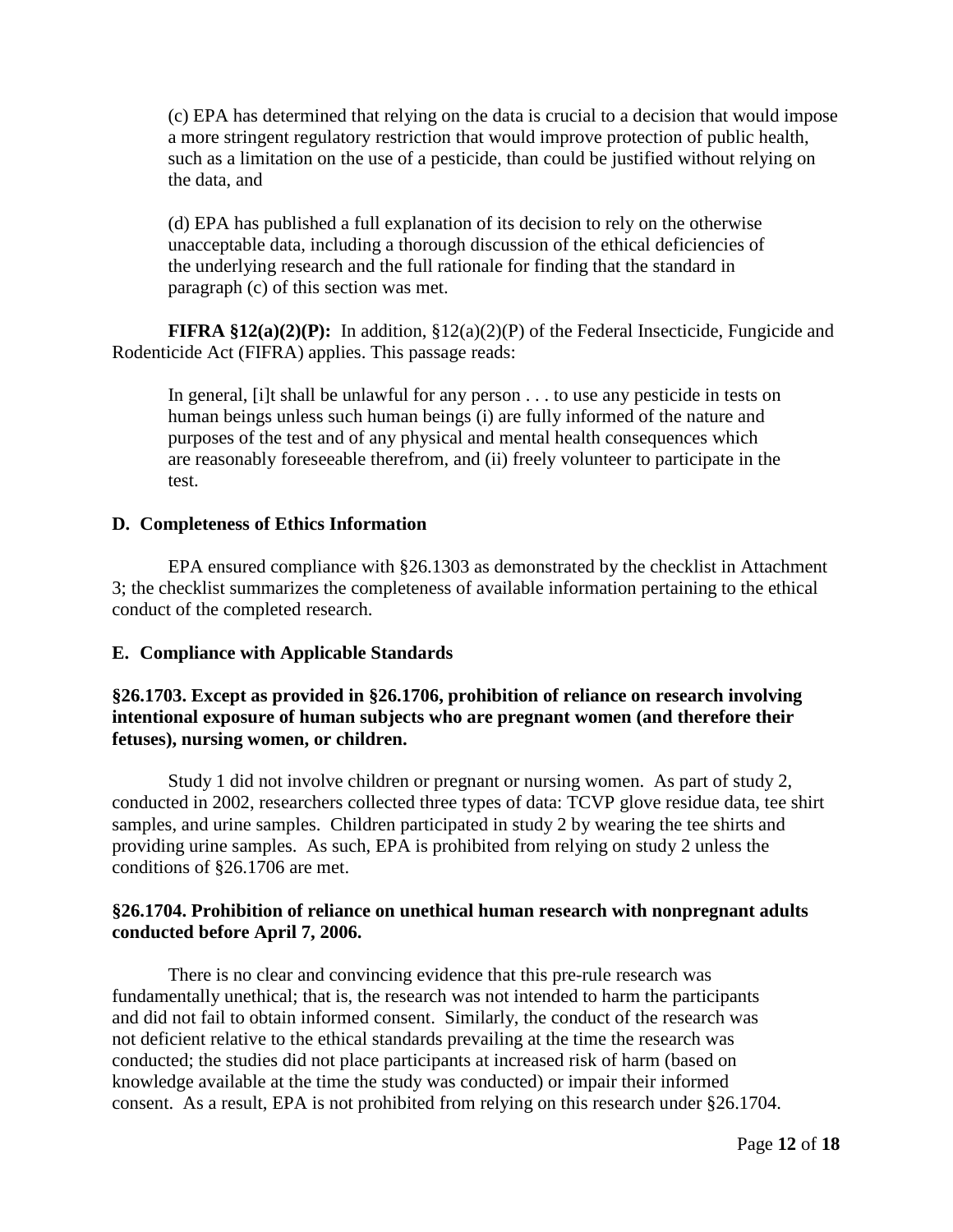(c) EPA has determined that relying on the data is crucial to a decision that would impose a more stringent regulatory restriction that would improve protection of public health, such as a limitation on the use of a pesticide, than could be justified without relying on the data, and

(d) EPA has published a full explanation of its decision to rely on the otherwise unacceptable data, including a thorough discussion of the ethical deficiencies of the underlying research and the full rationale for finding that the standard in paragraph (c) of this section was met.

**FIFRA §12(a)(2)(P):** In addition, §12(a)(2)(P) of the Federal Insecticide, Fungicide and Rodenticide Act (FIFRA) applies. This passage reads:

> In general, [i]t shall be unlawful for any person . . . to use any pesticide in tests on human beings unless such human beings (i) are fully informed of the nature and purposes of the test and of any physical and mental health consequences which are reasonably foreseeable therefrom, and (ii) freely volunteer to participate in the test.

### D. Completeness of Ethics Information

EPA ensured compliance with §26.1303 as demonstrated by the checklist in Attachment 3; the checklist summarizes the completeness of available information pertaining to the ethical conduct of the completed research.

### E. Compliance with Applicable Standards

**§26.1703. Except as provided in §26.1706, prohibition of reliance on research involving intentional exposure of human subjects who are pregnant women (and therefore their fetuses), nursing women, or children.**

Study 1 did not involve children or pregnant or nursing women. As part of study 2, conducted in 2002, researchers collected three types of data: TCVP glove residue data, tee shirt samples, and urine samples. Children participated in study 2 by wearing the tee shirts and providing urine samples. As such, EPA is prohibited from relying on study 2 unless the conditions of §26.1706 are met.

**§26.1704. Prohibition of reliance on unethical human research with nonpregnant adults conducted before April 7, 2006.**

There is no clear and convincing evidence that this pre-rule research was fundamentally unethical; that is, the research was not intended to harm the participants and did not fail to obtain informed consent. Similarly, the conduct of the research was not deficient relative to the ethical standards prevailing at the time the research was conducted; the studies did not place participants at increased risk of harm (based on knowledge available at the time the study was conducted) or impair their informed consent. As a result, EPA is not prohibited from relying on this research under §26.1704.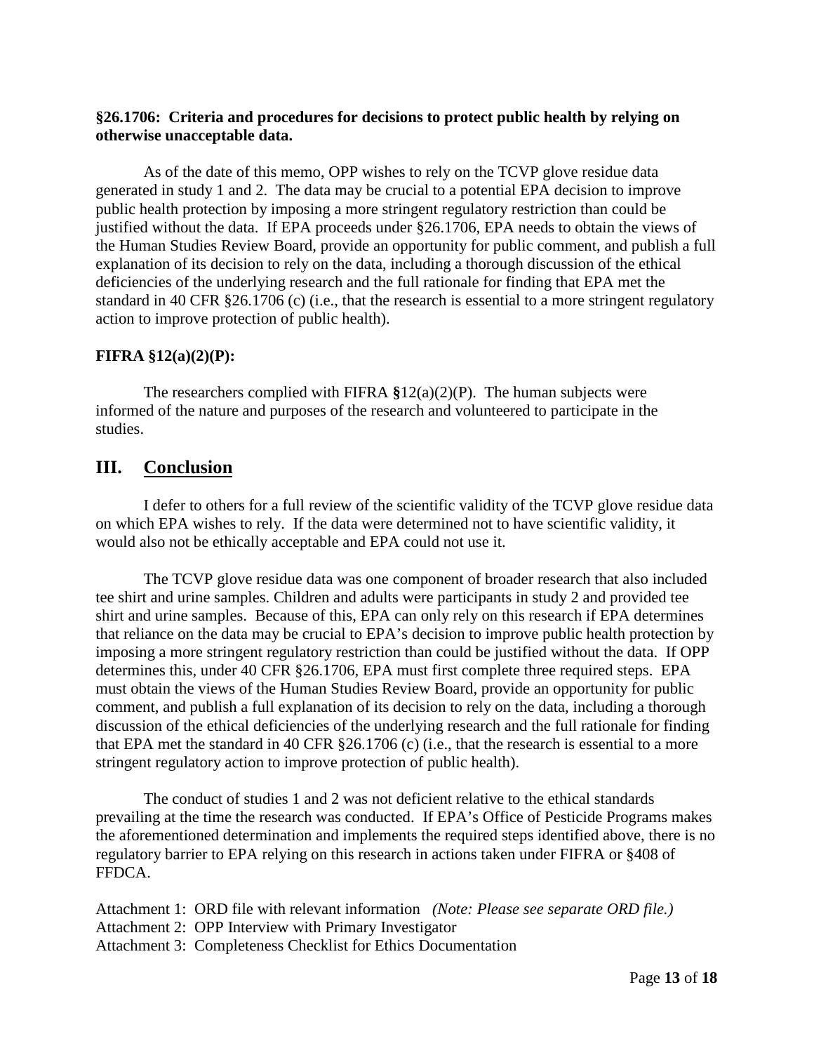**§26.1706: Criteria and procedures for decisions to protect public health by relying on otherwise unacceptable data.**

As of the date of this memo, OPP wishes to rely on the TCVP glove residue data generated in study 1 and 2. The data may be crucial to a potential EPA decision to improve public health protection by imposing a more stringent regulatory restriction than could be justified without the data. If EPA proceeds under §26.1706, EPA needs to obtain the views of the Human Studies Review Board, provide an opportunity for public comment, and publish a full explanation of its decision to rely on the data, including a thorough discussion of the ethical deficiencies of the underlying research and the full rationale for finding that EPA met the standard in 40 CFR §26.1706 (c) (i.e., that the research is essential to a more stringent regulatory action to improve protection of public health).

**FIFRA §12(a)(2)(P):**

The researchers complied with FIFRA **§**12(a)(2)(P). The human subjects were informed of the nature and purposes of the research and volunteered to participate in the studies.

## III. Conclusion

I defer to others for a full review of the scientific validity of the TCVP glove residue data on which EPA wishes to rely. If the data were determined not to have scientific validity, it would also not be ethically acceptable and EPA could not use it.

The TCVP glove residue data was one component of broader research that also included tee shirt and urine samples. Children and adults were participants in study 2 and provided tee shirt and urine samples. Because of this, EPA can only rely on this research if EPA determines that reliance on the data may be crucial to EPA's decision to improve public health protection by imposing a more stringent regulatory restriction than could be justified without the data. If OPP determines this, under 40 CFR §26.1706, EPA must first complete three required steps. EPA must obtain the views of the Human Studies Review Board, provide an opportunity for public comment, and publish a full explanation of its decision to rely on the data, including a thorough discussion of the ethical deficiencies of the underlying research and the full rationale for finding that EPA met the standard in 40 CFR §26.1706 (c) (i.e., that the research is essential to a more stringent regulatory action to improve protection of public health).

The conduct of studies 1 and 2 was not deficient relative to the ethical standards prevailing at the time the research was conducted. If EPA's Office of Pesticide Programs makes the aforementioned determination and implements the required steps identified above, there is no regulatory barrier to EPA relying on this research in actions taken under FIFRA or §408 of FFDCA.

Attachment 1: ORD file with relevant information *(Note: Please see separate ORD file.)*
Attachment 2: OPP Interview with Primary Investigator
Attachment 3: Completeness Checklist for Ethics Documentation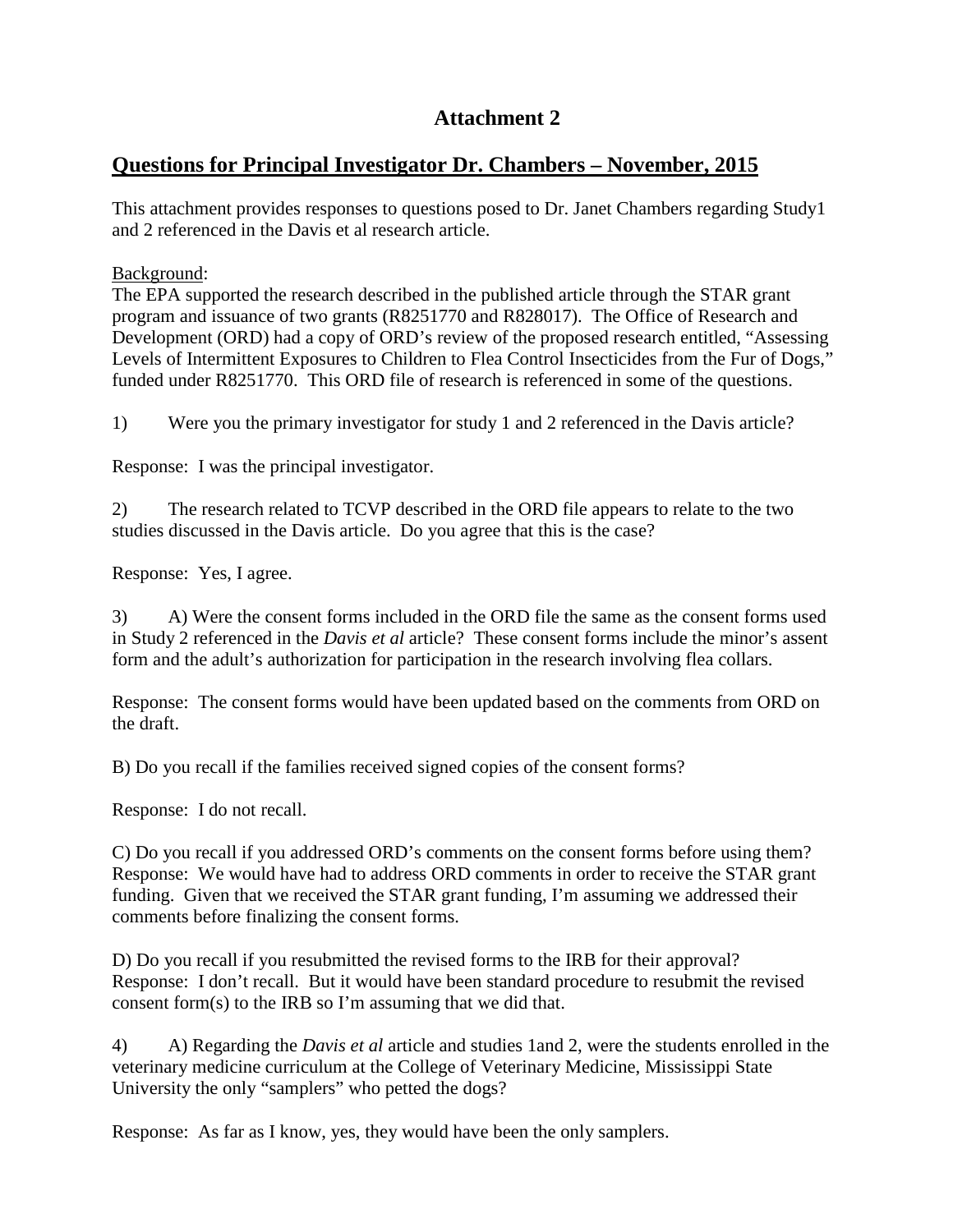# Attachment 2

## Questions for Principal Investigator Dr. Chambers – November, 2015

This attachment provides responses to questions posed to Dr. Janet Chambers regarding Study1 and 2 referenced in the Davis et al research article.

Background:
The EPA supported the research described in the published article through the STAR grant program and issuance of two grants (R8251770 and R828017). The Office of Research and Development (ORD) had a copy of ORD's review of the proposed research entitled, "Assessing Levels of Intermittent Exposures to Children to Flea Control Insecticides from the Fur of Dogs," funded under R8251770. This ORD file of research is referenced in some of the questions.

1) Were you the primary investigator for study 1 and 2 referenced in the Davis article?

Response: I was the principal investigator.

2) The research related to TCVP described in the ORD file appears to relate to the two studies discussed in the Davis article. Do you agree that this is the case?

Response: Yes, I agree.

3) A) Were the consent forms included in the ORD file the same as the consent forms used in Study 2 referenced in the *Davis et al* article? These consent forms include the minor's assent form and the adult's authorization for participation in the research involving flea collars.

Response: The consent forms would have been updated based on the comments from ORD on the draft.

B) Do you recall if the families received signed copies of the consent forms?

Response: I do not recall.

C) Do you recall if you addressed ORD's comments on the consent forms before using them?
Response: We would have had to address ORD comments in order to receive the STAR grant funding. Given that we received the STAR grant funding, I'm assuming we addressed their comments before finalizing the consent forms.

D) Do you recall if you resubmitted the revised forms to the IRB for their approval?
Response: I don't recall. But it would have been standard procedure to resubmit the revised consent form(s) to the IRB so I'm assuming that we did that.

4) A) Regarding the *Davis et al* article and studies 1and 2, were the students enrolled in the veterinary medicine curriculum at the College of Veterinary Medicine, Mississippi State University the only "samplers" who petted the dogs?

Response: As far as I know, yes, they would have been the only samplers.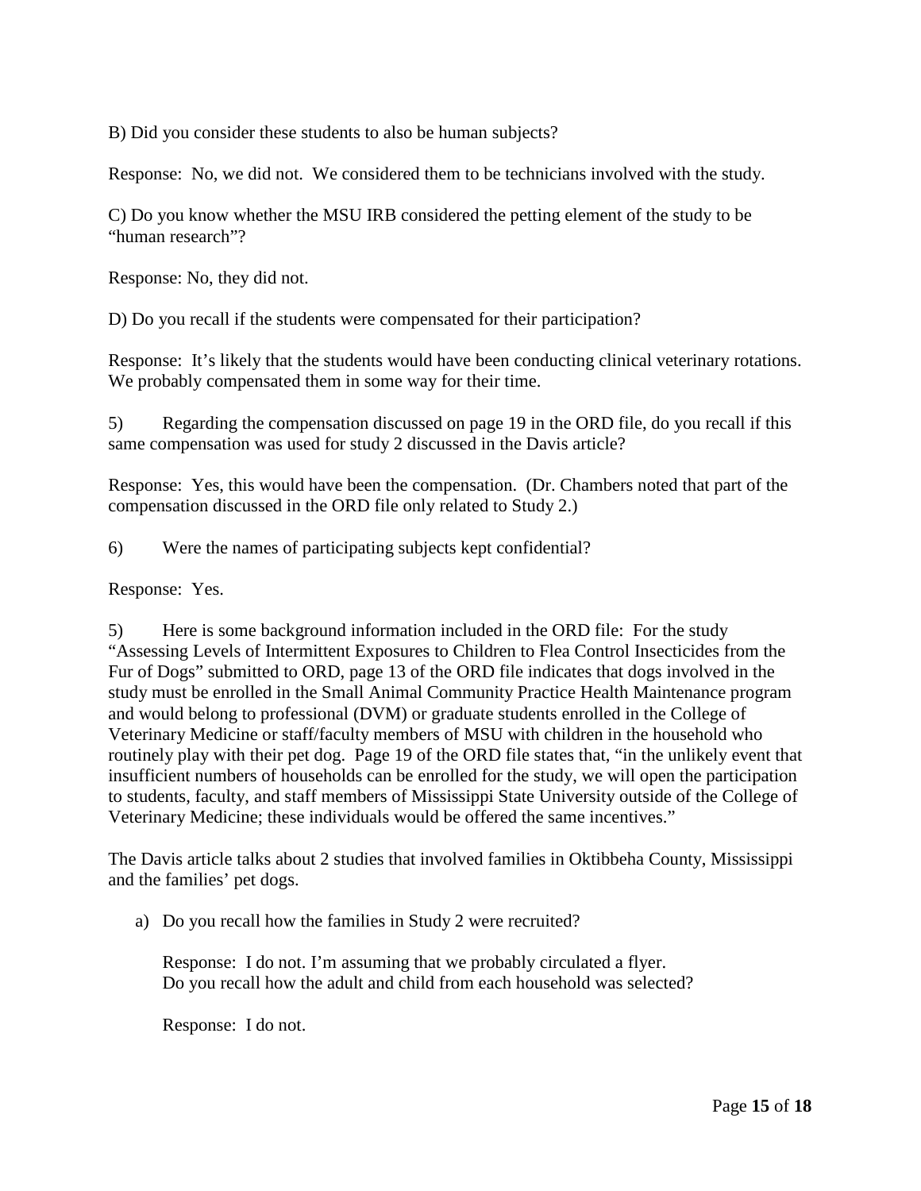B) Did you consider these students to also be human subjects?

Response: No, we did not. We considered them to be technicians involved with the study.

C) Do you know whether the MSU IRB considered the petting element of the study to be "human research"?

Response: No, they did not.

D) Do you recall if the students were compensated for their participation?

Response: It's likely that the students would have been conducting clinical veterinary rotations. We probably compensated them in some way for their time.

5) Regarding the compensation discussed on page 19 in the ORD file, do you recall if this same compensation was used for study 2 discussed in the Davis article?

Response: Yes, this would have been the compensation. (Dr. Chambers noted that part of the compensation discussed in the ORD file only related to Study 2.)

6) Were the names of participating subjects kept confidential?

Response: Yes.

5) Here is some background information included in the ORD file: For the study "Assessing Levels of Intermittent Exposures to Children to Flea Control Insecticides from the Fur of Dogs" submitted to ORD, page 13 of the ORD file indicates that dogs involved in the study must be enrolled in the Small Animal Community Practice Health Maintenance program and would belong to professional (DVM) or graduate students enrolled in the College of Veterinary Medicine or staff/faculty members of MSU with children in the household who routinely play with their pet dog. Page 19 of the ORD file states that, "in the unlikely event that insufficient numbers of households can be enrolled for the study, we will open the participation to students, faculty, and staff members of Mississippi State University outside of the College of Veterinary Medicine; these individuals would be offered the same incentives."

The Davis article talks about 2 studies that involved families in Oktibbeha County, Mississippi and the families' pet dogs.

a) Do you recall how the families in Study 2 were recruited?

   Response: I do not. I'm assuming that we probably circulated a flyer.
   Do you recall how the adult and child from each household was selected?

   Response: I do not.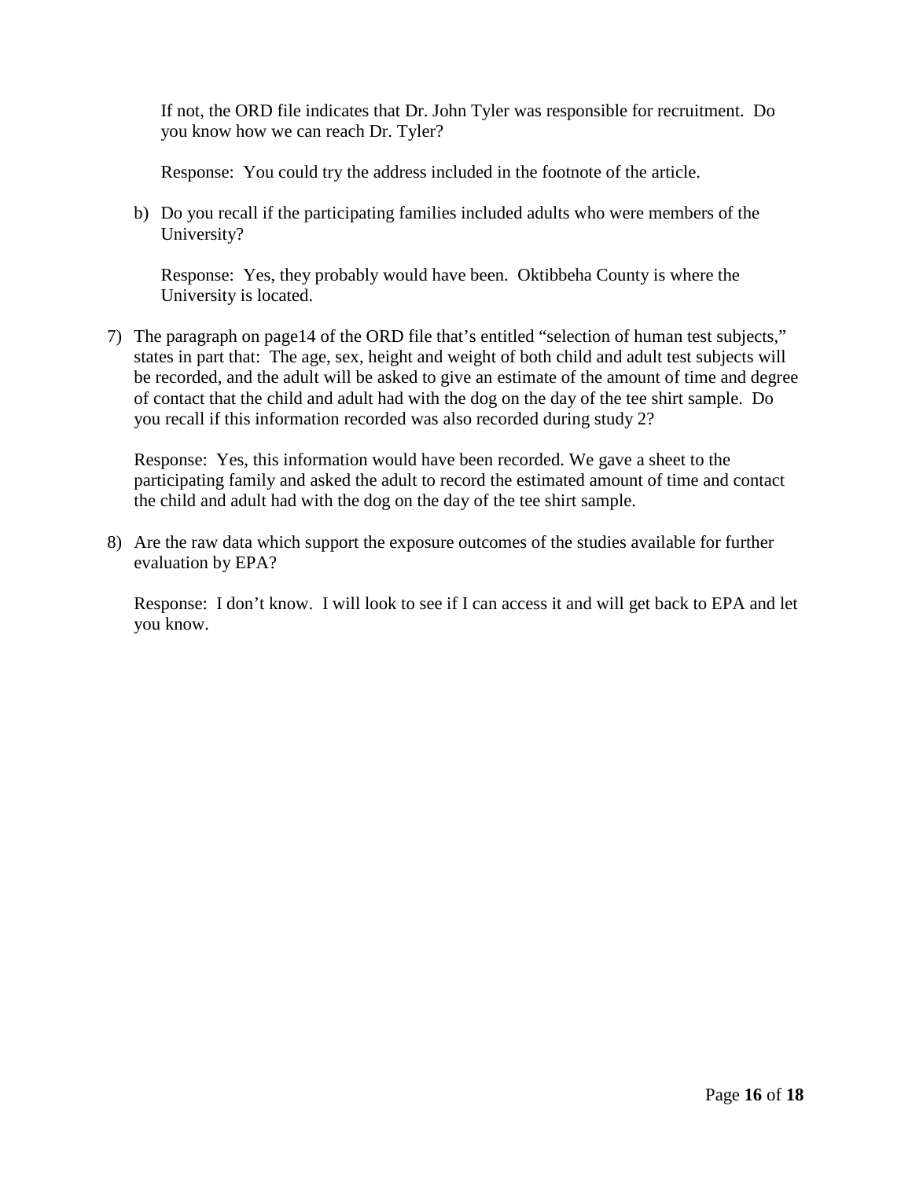If not, the ORD file indicates that Dr. John Tyler was responsible for recruitment. Do you know how we can reach Dr. Tyler?

Response: You could try the address included in the footnote of the article.

b) Do you recall if the participating families included adults who were members of the University?

   Response: Yes, they probably would have been. Oktibbeha County is where the University is located.

7) The paragraph on page14 of the ORD file that's entitled "selection of human test subjects," states in part that: The age, sex, height and weight of both child and adult test subjects will be recorded, and the adult will be asked to give an estimate of the amount of time and degree of contact that the child and adult had with the dog on the day of the tee shirt sample. Do you recall if this information recorded was also recorded during study 2?

   Response: Yes, this information would have been recorded. We gave a sheet to the participating family and asked the adult to record the estimated amount of time and contact the child and adult had with the dog on the day of the tee shirt sample.

8) Are the raw data which support the exposure outcomes of the studies available for further evaluation by EPA?

   Response: I don't know. I will look to see if I can access it and will get back to EPA and let you know.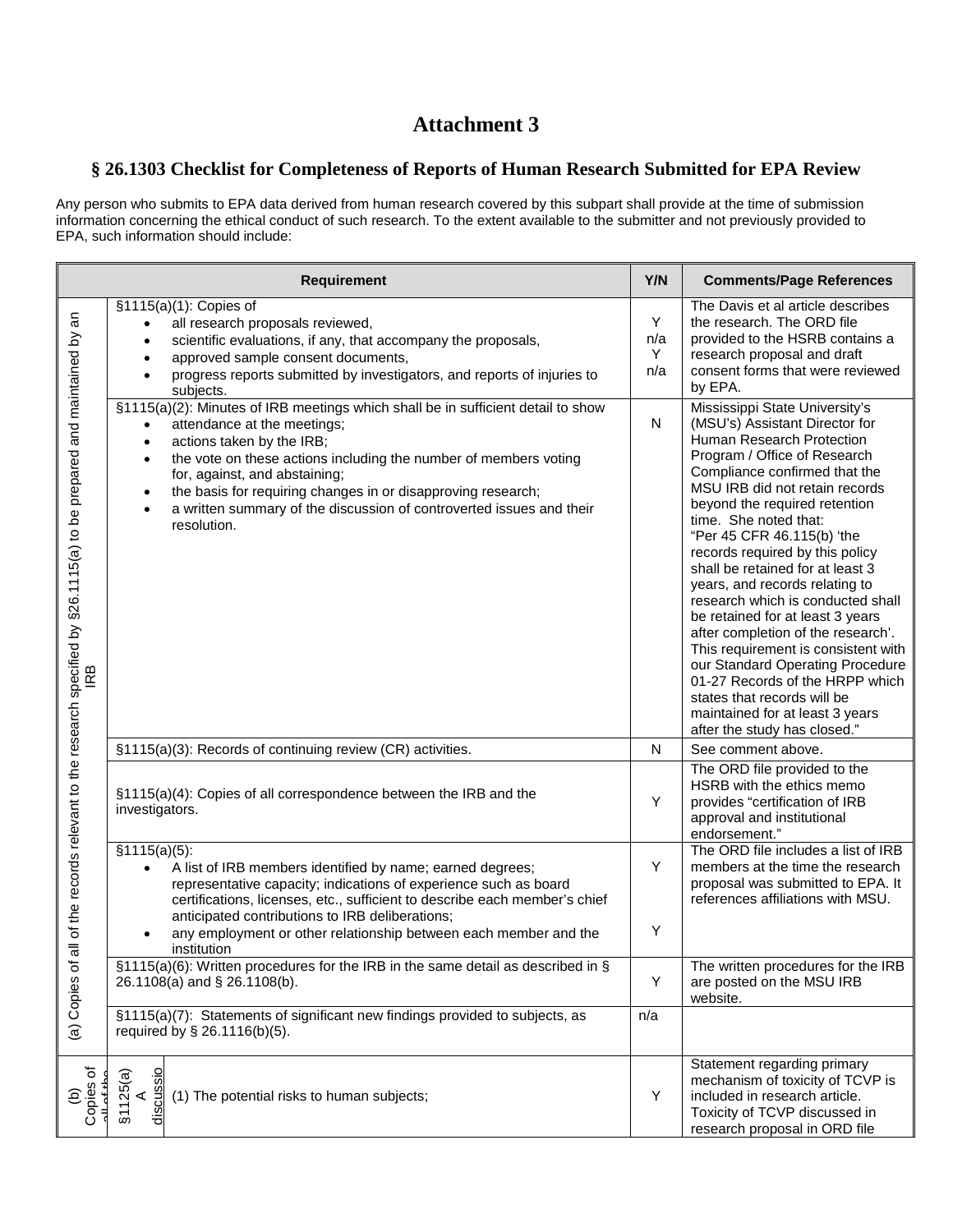# Attachment 3

## § 26.1303 Checklist for Completeness of Reports of Human Research Submitted for EPA Review

Any person who submits to EPA data derived from human research covered by this subpart shall provide at the time of submission information concerning the ethical conduct of such research. To the extent available to the submitter and not previously provided to EPA, such information should include:

| | Requirement | Y/N | Comments/Page References |
|---|---|---|---|
| (a) Copies of all of the records relevant to the research specified by §26.1115(a) to be prepared and maintained by an IRB | §1115(a)(1): Copies of <br>• all research proposals reviewed,<br>• scientific evaluations, if any, that accompany the proposals,<br>• approved sample consent documents,<br>• progress reports submitted by investigators, and reports of injuries to subjects. | Y<br>n/a<br>Y<br>n/a | The Davis et al article describes the research. The ORD file provided to the HSRB contains a research proposal and draft consent forms that were reviewed by EPA. |
| | §1115(a)(2): Minutes of IRB meetings which shall be in sufficient detail to show<br>• attendance at the meetings;<br>• actions taken by the IRB;<br>• the vote on these actions including the number of members voting for, against, and abstaining;<br>• the basis for requiring changes in or disapproving research;<br>• a written summary of the discussion of controverted issues and their resolution. | N | Mississippi State University's (MSU's) Assistant Director for Human Research Protection Program / Office of Research Compliance confirmed that the MSU IRB did not retain records beyond the required retention time. She noted that: "Per 45 CFR 46.115(b) 'the records required by this policy shall be retained for at least 3 years, and records relating to research which is conducted shall be retained for at least 3 years after completion of the research'. This requirement is consistent with our Standard Operating Procedure 01-27 Records of the HRPP which states that records will be maintained for at least 3 years after the study has closed." |
| | §1115(a)(3): Records of continuing review (CR) activities. | N | See comment above. |
| | §1115(a)(4): Copies of all correspondence between the IRB and the investigators. | Y | The ORD file provided to the HSRB with the ethics memo provides "certification of IRB approval and institutional endorsement." |
| | §1115(a)(5):<br>• A list of IRB members identified by name; earned degrees; representative capacity; indications of experience such as board certifications, licenses, etc., sufficient to describe each member's chief anticipated contributions to IRB deliberations;<br>• any employment or other relationship between each member and the institution | Y<br><br>Y | The ORD file includes a list of IRB members at the time the research proposal was submitted to EPA. It references affiliations with MSU. |
| | §1115(a)(6): Written procedures for the IRB in the same detail as described in § 26.1108(a) and § 26.1108(b). | Y | The written procedures for the IRB are posted on the MSU IRB website. |
| | §1115(a)(7): Statements of significant new findings provided to subjects, as required by § 26.1116(b)(5). | n/a | |
| (b) Copies of all of the | §1125(a) A discussio (1) The potential risks to human subjects; | Y | Statement regarding primary mechanism of toxicity of TCVP is included in research article. Toxicity of TCVP discussed in research proposal in ORD file |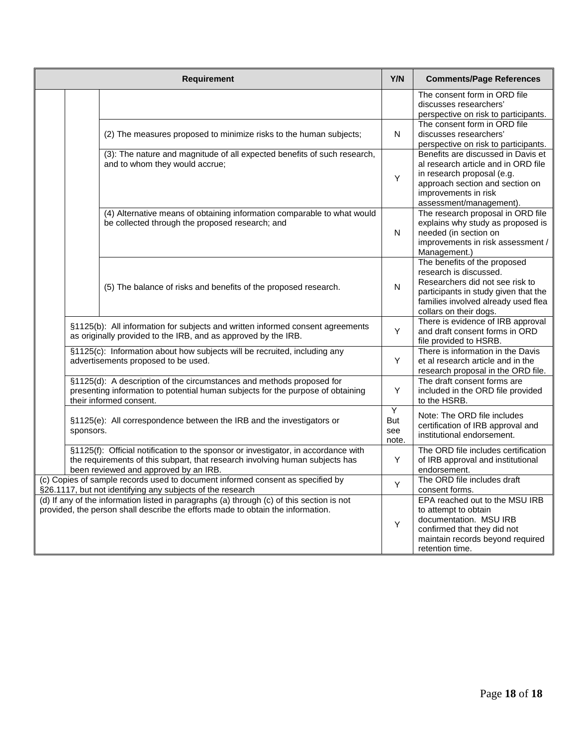| Requirement | | | Y/N | Comments/Page References |
|---|---|---|---|---|
| | | | | The consent form in ORD file discusses researchers' perspective on risk to participants. |
| | | (2) The measures proposed to minimize risks to the human subjects; | N | The consent form in ORD file discusses researchers' perspective on risk to participants. |
| | | (3): The nature and magnitude of all expected benefits of such research, and to whom they would accrue; | Y | Benefits are discussed in Davis et al research article and in ORD file in research proposal (e.g. approach section and section on improvements in risk assessment/management). |
| | | (4) Alternative means of obtaining information comparable to what would be collected through the proposed research; and | N | The research proposal in ORD file explains why study as proposed is needed (in section on improvements in risk assessment / Management.) |
| | | (5) The balance of risks and benefits of the proposed research. | N | The benefits of the proposed research is discussed. Researchers did not see risk to participants in study given that the families involved already used flea collars on their dogs. |
| | §1125(b): All information for subjects and written informed consent agreements as originally provided to the IRB, and as approved by the IRB. | | Y | There is evidence of IRB approval and draft consent forms in ORD file provided to HSRB. |
| | §1125(c): Information about how subjects will be recruited, including any advertisements proposed to be used. | | Y | There is information in the Davis et al research article and in the research proposal in the ORD file. |
| | §1125(d): A description of the circumstances and methods proposed for presenting information to potential human subjects for the purpose of obtaining their informed consent. | | Y | The draft consent forms are included in the ORD file provided to the HSRB. |
| | §1125(e): All correspondence between the IRB and the investigators or sponsors. | | Y But see note. | Note: The ORD file includes certification of IRB approval and institutional endorsement. |
| | §1125(f): Official notification to the sponsor or investigator, in accordance with the requirements of this subpart, that research involving human subjects has been reviewed and approved by an IRB. | | Y | The ORD file includes certification of IRB approval and institutional endorsement. |
| (c) Copies of sample records used to document informed consent as specified by §26.1117, but not identifying any subjects of the research | | | Y | The ORD file includes draft consent forms. |
| (d) If any of the information listed in paragraphs (a) through (c) of this section is not provided, the person shall describe the efforts made to obtain the information. | | | Y | EPA reached out to the MSU IRB to attempt to obtain documentation. MSU IRB confirmed that they did not maintain records beyond required retention time. |